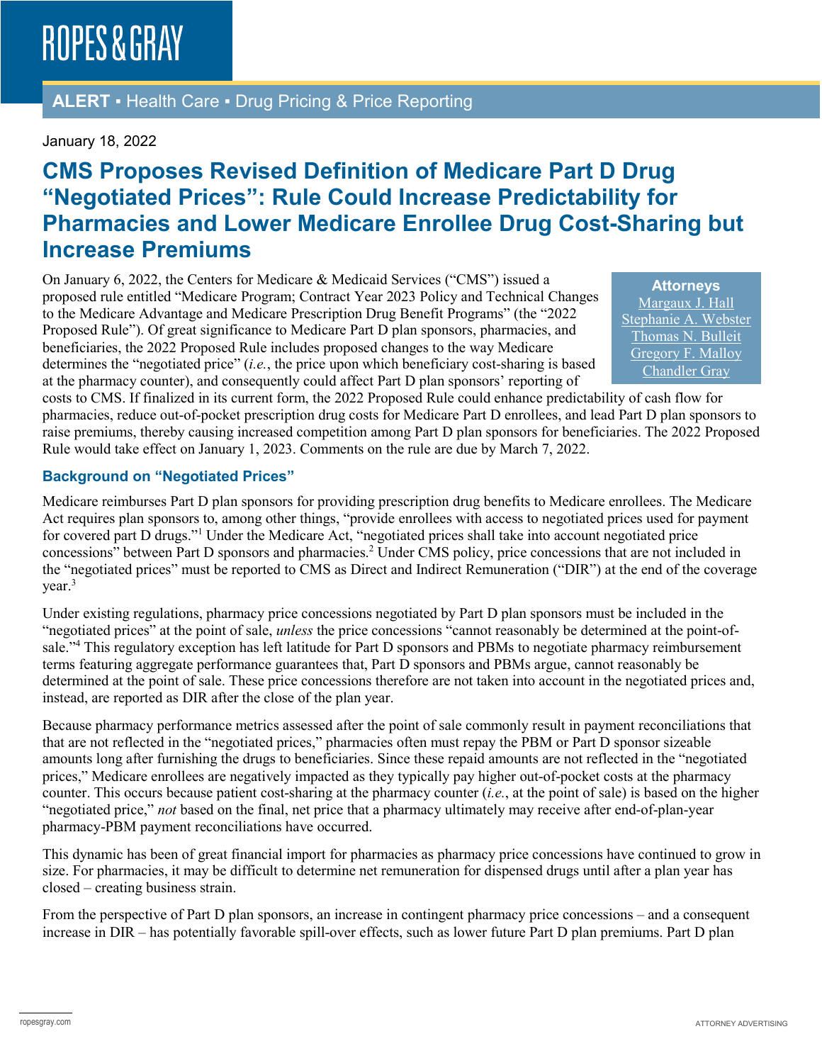ROPES & GRAY

**ALERT** ▪ Health Care ▪ Drug Pricing & Price Reporting

January 18, 2022

# CMS Proposes Revised Definition of Medicare Part D Drug "Negotiated Prices": Rule Could Increase Predictability for Pharmacies and Lower Medicare Enrollee Drug Cost-Sharing but Increase Premiums

**Attorneys**
Margaux J. Hall
Stephanie A. Webster
Thomas N. Bulleit
Gregory F. Malloy
Chandler Gray

On January 6, 2022, the Centers for Medicare & Medicaid Services ("CMS") issued a proposed rule entitled "Medicare Program; Contract Year 2023 Policy and Technical Changes to the Medicare Advantage and Medicare Prescription Drug Benefit Programs" (the "2022 Proposed Rule"). Of great significance to Medicare Part D plan sponsors, pharmacies, and beneficiaries, the 2022 Proposed Rule includes proposed changes to the way Medicare determines the "negotiated price" (*i.e.*, the price upon which beneficiary cost-sharing is based at the pharmacy counter), and consequently could affect Part D plan sponsors' reporting of costs to CMS. If finalized in its current form, the 2022 Proposed Rule could enhance predictability of cash flow for pharmacies, reduce out-of-pocket prescription drug costs for Medicare Part D enrollees, and lead Part D plan sponsors to raise premiums, thereby causing increased competition among Part D plan sponsors for beneficiaries. The 2022 Proposed Rule would take effect on January 1, 2023. Comments on the rule are due by March 7, 2022.

### Background on "Negotiated Prices"

Medicare reimburses Part D plan sponsors for providing prescription drug benefits to Medicare enrollees. The Medicare Act requires plan sponsors to, among other things, "provide enrollees with access to negotiated prices used for payment for covered part D drugs."[1] Under the Medicare Act, "negotiated prices shall take into account negotiated price concessions" between Part D sponsors and pharmacies.[2] Under CMS policy, price concessions that are not included in the "negotiated prices" must be reported to CMS as Direct and Indirect Remuneration ("DIR") at the end of the coverage year.[3]

Under existing regulations, pharmacy price concessions negotiated by Part D plan sponsors must be included in the "negotiated prices" at the point of sale, *unless* the price concessions "cannot reasonably be determined at the point-of-sale."[4] This regulatory exception has left latitude for Part D sponsors and PBMs to negotiate pharmacy reimbursement terms featuring aggregate performance guarantees that, Part D sponsors and PBMs argue, cannot reasonably be determined at the point of sale. These price concessions therefore are not taken into account in the negotiated prices and, instead, are reported as DIR after the close of the plan year.

Because pharmacy performance metrics assessed after the point of sale commonly result in payment reconciliations that that are not reflected in the "negotiated prices," pharmacies often must repay the PBM or Part D sponsor sizeable amounts long after furnishing the drugs to beneficiaries. Since these repaid amounts are not reflected in the "negotiated prices," Medicare enrollees are negatively impacted as they typically pay higher out-of-pocket costs at the pharmacy counter. This occurs because patient cost-sharing at the pharmacy counter (*i.e.*, at the point of sale) is based on the higher "negotiated price," *not* based on the final, net price that a pharmacy ultimately may receive after end-of-plan-year pharmacy-PBM payment reconciliations have occurred.

This dynamic has been of great financial import for pharmacies as pharmacy price concessions have continued to grow in size. For pharmacies, it may be difficult to determine net remuneration for dispensed drugs until after a plan year has closed – creating business strain.

From the perspective of Part D plan sponsors, an increase in contingent pharmacy price concessions – and a consequent increase in DIR – has potentially favorable spill-over effects, such as lower future Part D plan premiums. Part D plan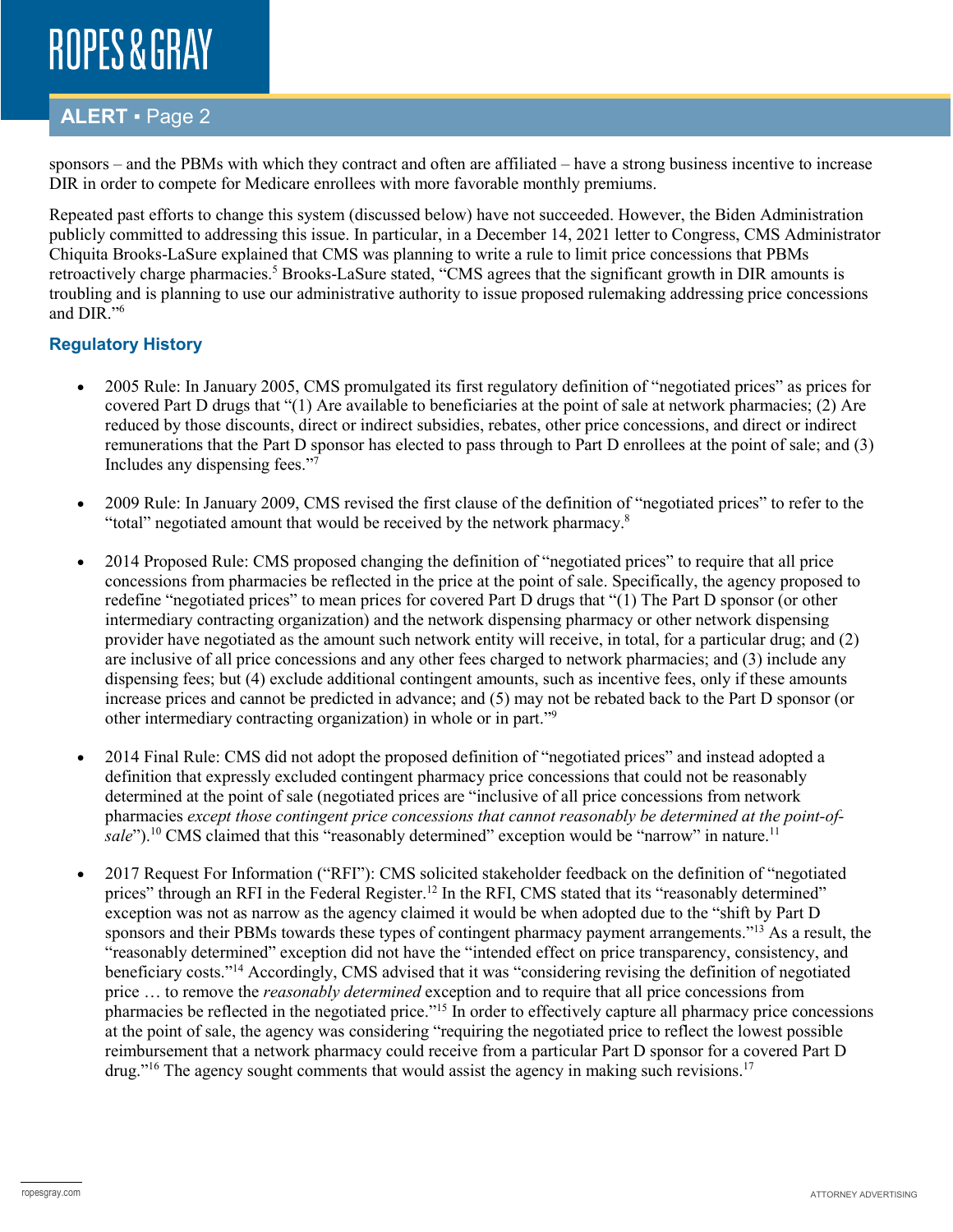sponsors – and the PBMs with which they contract and often are affiliated – have a strong business incentive to increase DIR in order to compete for Medicare enrollees with more favorable monthly premiums.

Repeated past efforts to change this system (discussed below) have not succeeded. However, the Biden Administration publicly committed to addressing this issue. In particular, in a December 14, 2021 letter to Congress, CMS Administrator Chiquita Brooks-LaSure explained that CMS was planning to write a rule to limit price concessions that PBMs retroactively charge pharmacies.[5] Brooks-LaSure stated, "CMS agrees that the significant growth in DIR amounts is troubling and is planning to use our administrative authority to issue proposed rulemaking addressing price concessions and DIR."[6]

## Regulatory History

- 2005 Rule: In January 2005, CMS promulgated its first regulatory definition of "negotiated prices" as prices for covered Part D drugs that "(1) Are available to beneficiaries at the point of sale at network pharmacies; (2) Are reduced by those discounts, direct or indirect subsidies, rebates, other price concessions, and direct or indirect remunerations that the Part D sponsor has elected to pass through to Part D enrollees at the point of sale; and (3) Includes any dispensing fees."[7]

- 2009 Rule: In January 2009, CMS revised the first clause of the definition of "negotiated prices" to refer to the "total" negotiated amount that would be received by the network pharmacy.[8]

- 2014 Proposed Rule: CMS proposed changing the definition of "negotiated prices" to require that all price concessions from pharmacies be reflected in the price at the point of sale. Specifically, the agency proposed to redefine "negotiated prices" to mean prices for covered Part D drugs that "(1) The Part D sponsor (or other intermediary contracting organization) and the network dispensing pharmacy or other network dispensing provider have negotiated as the amount such network entity will receive, in total, for a particular drug; and (2) are inclusive of all price concessions and any other fees charged to network pharmacies; and (3) include any dispensing fees; but (4) exclude additional contingent amounts, such as incentive fees, only if these amounts increase prices and cannot be predicted in advance; and (5) may not be rebated back to the Part D sponsor (or other intermediary contracting organization) in whole or in part."[9]

- 2014 Final Rule: CMS did not adopt the proposed definition of "negotiated prices" and instead adopted a definition that expressly excluded contingent pharmacy price concessions that could not be reasonably determined at the point of sale (negotiated prices are "inclusive of all price concessions from network pharmacies *except those contingent price concessions that cannot reasonably be determined at the point-of-sale*").[10] CMS claimed that this "reasonably determined" exception would be "narrow" in nature.[11]

- 2017 Request For Information ("RFI"): CMS solicited stakeholder feedback on the definition of "negotiated prices" through an RFI in the Federal Register.[12] In the RFI, CMS stated that its "reasonably determined" exception was not as narrow as the agency claimed it would be when adopted due to the "shift by Part D sponsors and their PBMs towards these types of contingent pharmacy payment arrangements."[13] As a result, the "reasonably determined" exception did not have the "intended effect on price transparency, consistency, and beneficiary costs."[14] Accordingly, CMS advised that it was "considering revising the definition of negotiated price … to remove the *reasonably determined* exception and to require that all price concessions from pharmacies be reflected in the negotiated price."[15] In order to effectively capture all pharmacy price concessions at the point of sale, the agency was considering "requiring the negotiated price to reflect the lowest possible reimbursement that a network pharmacy could receive from a particular Part D sponsor for a covered Part D drug."[16] The agency sought comments that would assist the agency in making such revisions.[17]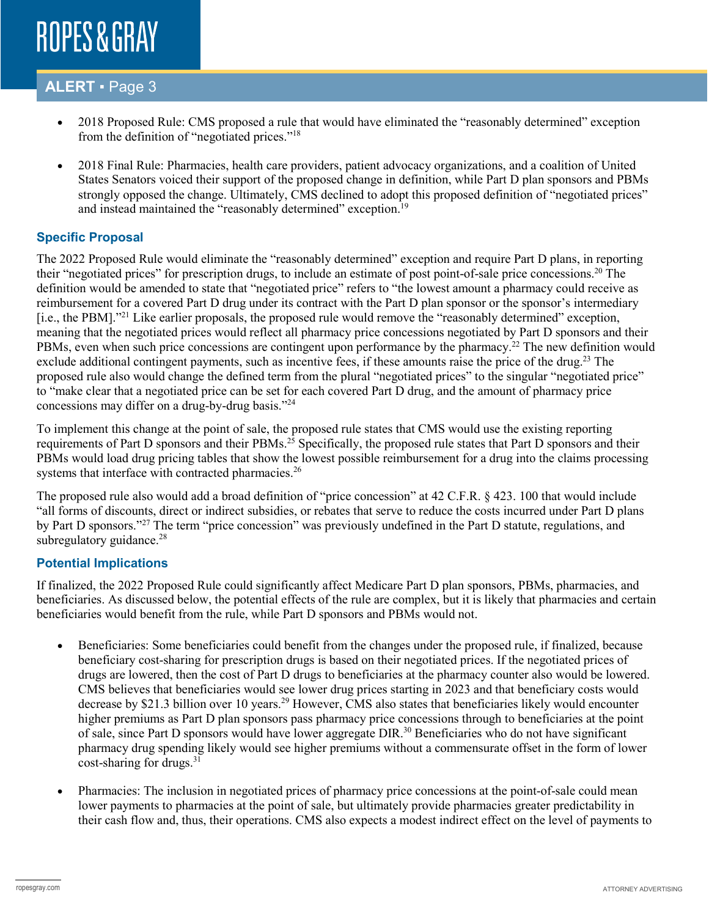- 2018 Proposed Rule: CMS proposed a rule that would have eliminated the "reasonably determined" exception from the definition of "negotiated prices."[18]

- 2018 Final Rule: Pharmacies, health care providers, patient advocacy organizations, and a coalition of United States Senators voiced their support of the proposed change in definition, while Part D plan sponsors and PBMs strongly opposed the change. Ultimately, CMS declined to adopt this proposed definition of "negotiated prices" and instead maintained the "reasonably determined" exception.[19]

### Specific Proposal

The 2022 Proposed Rule would eliminate the "reasonably determined" exception and require Part D plans, in reporting their "negotiated prices" for prescription drugs, to include an estimate of post point-of-sale price concessions.[20] The definition would be amended to state that "negotiated price" refers to "the lowest amount a pharmacy could receive as reimbursement for a covered Part D drug under its contract with the Part D plan sponsor or the sponsor's intermediary [i.e., the PBM]."[21] Like earlier proposals, the proposed rule would remove the "reasonably determined" exception, meaning that the negotiated prices would reflect all pharmacy price concessions negotiated by Part D sponsors and their PBMs, even when such price concessions are contingent upon performance by the pharmacy.[22] The new definition would exclude additional contingent payments, such as incentive fees, if these amounts raise the price of the drug.[23] The proposed rule also would change the defined term from the plural "negotiated prices" to the singular "negotiated price" to "make clear that a negotiated price can be set for each covered Part D drug, and the amount of pharmacy price concessions may differ on a drug-by-drug basis."[24]

To implement this change at the point of sale, the proposed rule states that CMS would use the existing reporting requirements of Part D sponsors and their PBMs.[25] Specifically, the proposed rule states that Part D sponsors and their PBMs would load drug pricing tables that show the lowest possible reimbursement for a drug into the claims processing systems that interface with contracted pharmacies.[26]

The proposed rule also would add a broad definition of "price concession" at 42 C.F.R. § 423. 100 that would include "all forms of discounts, direct or indirect subsidies, or rebates that serve to reduce the costs incurred under Part D plans by Part D sponsors."[27] The term "price concession" was previously undefined in the Part D statute, regulations, and subregulatory guidance.[28]

### Potential Implications

If finalized, the 2022 Proposed Rule could significantly affect Medicare Part D plan sponsors, PBMs, pharmacies, and beneficiaries. As discussed below, the potential effects of the rule are complex, but it is likely that pharmacies and certain beneficiaries would benefit from the rule, while Part D sponsors and PBMs would not.

- Beneficiaries: Some beneficiaries could benefit from the changes under the proposed rule, if finalized, because beneficiary cost-sharing for prescription drugs is based on their negotiated prices. If the negotiated prices of drugs are lowered, then the cost of Part D drugs to beneficiaries at the pharmacy counter also would be lowered. CMS believes that beneficiaries would see lower drug prices starting in 2023 and that beneficiary costs would decrease by $21.3 billion over 10 years.[29] However, CMS also states that beneficiaries likely would encounter higher premiums as Part D plan sponsors pass pharmacy price concessions through to beneficiaries at the point of sale, since Part D sponsors would have lower aggregate DIR.[30] Beneficiaries who do not have significant pharmacy drug spending likely would see higher premiums without a commensurate offset in the form of lower cost-sharing for drugs.[31]

- Pharmacies: The inclusion in negotiated prices of pharmacy price concessions at the point-of-sale could mean lower payments to pharmacies at the point of sale, but ultimately provide pharmacies greater predictability in their cash flow and, thus, their operations. CMS also expects a modest indirect effect on the level of payments to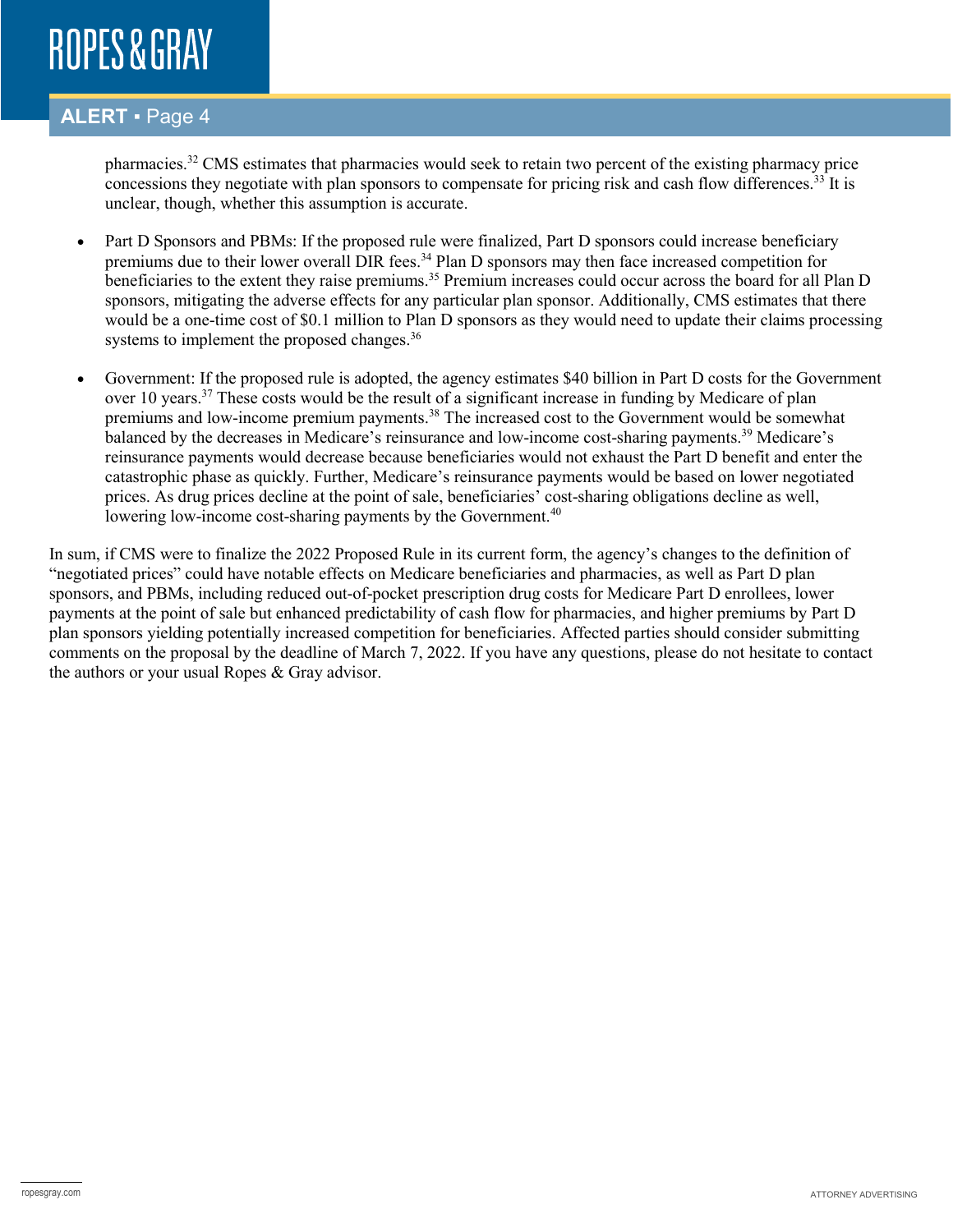pharmacies.[32] CMS estimates that pharmacies would seek to retain two percent of the existing pharmacy price concessions they negotiate with plan sponsors to compensate for pricing risk and cash flow differences.[33] It is unclear, though, whether this assumption is accurate.

- Part D Sponsors and PBMs: If the proposed rule were finalized, Part D sponsors could increase beneficiary premiums due to their lower overall DIR fees.[34] Plan D sponsors may then face increased competition for beneficiaries to the extent they raise premiums.[35] Premium increases could occur across the board for all Plan D sponsors, mitigating the adverse effects for any particular plan sponsor. Additionally, CMS estimates that there would be a one-time cost of $0.1 million to Plan D sponsors as they would need to update their claims processing systems to implement the proposed changes.[36]

- Government: If the proposed rule is adopted, the agency estimates $40 billion in Part D costs for the Government over 10 years.[37] These costs would be the result of a significant increase in funding by Medicare of plan premiums and low-income premium payments.[38] The increased cost to the Government would be somewhat balanced by the decreases in Medicare's reinsurance and low-income cost-sharing payments.[39] Medicare's reinsurance payments would decrease because beneficiaries would not exhaust the Part D benefit and enter the catastrophic phase as quickly. Further, Medicare's reinsurance payments would be based on lower negotiated prices. As drug prices decline at the point of sale, beneficiaries' cost-sharing obligations decline as well, lowering low-income cost-sharing payments by the Government.[40]

In sum, if CMS were to finalize the 2022 Proposed Rule in its current form, the agency's changes to the definition of "negotiated prices" could have notable effects on Medicare beneficiaries and pharmacies, as well as Part D plan sponsors, and PBMs, including reduced out-of-pocket prescription drug costs for Medicare Part D enrollees, lower payments at the point of sale but enhanced predictability of cash flow for pharmacies, and higher premiums by Part D plan sponsors yielding potentially increased competition for beneficiaries. Affected parties should consider submitting comments on the proposal by the deadline of March 7, 2022. If you have any questions, please do not hesitate to contact the authors or your usual Ropes & Gray advisor.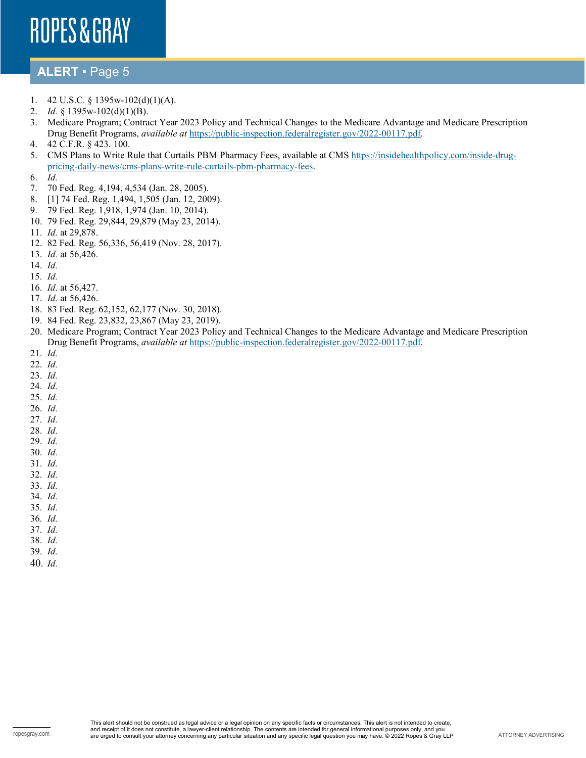1. 42 U.S.C. § 1395w-102(d)(1)(A).
2. *Id.* § 1395w-102(d)(1)(B).
3. Medicare Program; Contract Year 2023 Policy and Technical Changes to the Medicare Advantage and Medicare Prescription Drug Benefit Programs, *available at* [https://public-inspection.federalregister.gov/2022-00117.pdf](https://public-inspection.federalregister.gov/2022-00117.pdf).
4. 42 C.F.R. § 423. 100.
5. CMS Plans to Write Rule that Curtails PBM Pharmacy Fees, available at CMS [https://insidehealthpolicy.com/inside-drug-pricing-daily-news/cms-plans-write-rule-curtails-pbm-pharmacy-fees](https://insidehealthpolicy.com/inside-drug-pricing-daily-news/cms-plans-write-rule-curtails-pbm-pharmacy-fees).
6. *Id.*
7. 70 Fed. Reg. 4,194, 4,534 (Jan. 28, 2005).
8. [1] 74 Fed. Reg. 1,494, 1,505 (Jan. 12, 2009).
9. 79 Fed. Reg. 1,918, 1,974 (Jan. 10, 2014).
10. 79 Fed. Reg. 29,844, 29,879 (May 23, 2014).
11. *Id.* at 29,878.
12. 82 Fed. Reg. 56,336, 56,419 (Nov. 28, 2017).
13. *Id.* at 56,426.
14. *Id.*
15. *Id.*
16. *Id.* at 56,427.
17. *Id.* at 56,426.
18. 83 Fed. Reg. 62,152, 62,177 (Nov. 30, 2018).
19. 84 Fed. Reg. 23,832, 23,867 (May 23, 2019).
20. Medicare Program; Contract Year 2023 Policy and Technical Changes to the Medicare Advantage and Medicare Prescription Drug Benefit Programs, *available at* [https://public-inspection.federalregister.gov/2022-00117.pdf](https://public-inspection.federalregister.gov/2022-00117.pdf).
21. *Id.*
22. *Id.*
23. *Id.*
24. *Id.*
25. *Id.*
26. *Id.*
27. *Id.*
28. *Id.*
29. *Id.*
30. *Id.*
31. *Id.*
32. *Id.*
33. *Id.*
34. *Id.*
35. *Id.*
36. *Id.*
37. *Id.*
38. *Id.*
39. *Id.*
40. *Id.*

This alert should not be construed as legal advice or a legal opinion on any specific facts or circumstances. This alert is not intended to create, and receipt of it does not constitute, a lawyer-client relationship. The contents are intended for general informational purposes only, and you are urged to consult your attorney concerning any particular situation and any specific legal question you may have. © 2022 Ropes & Gray LLP

ATTORNEY ADVERTISING